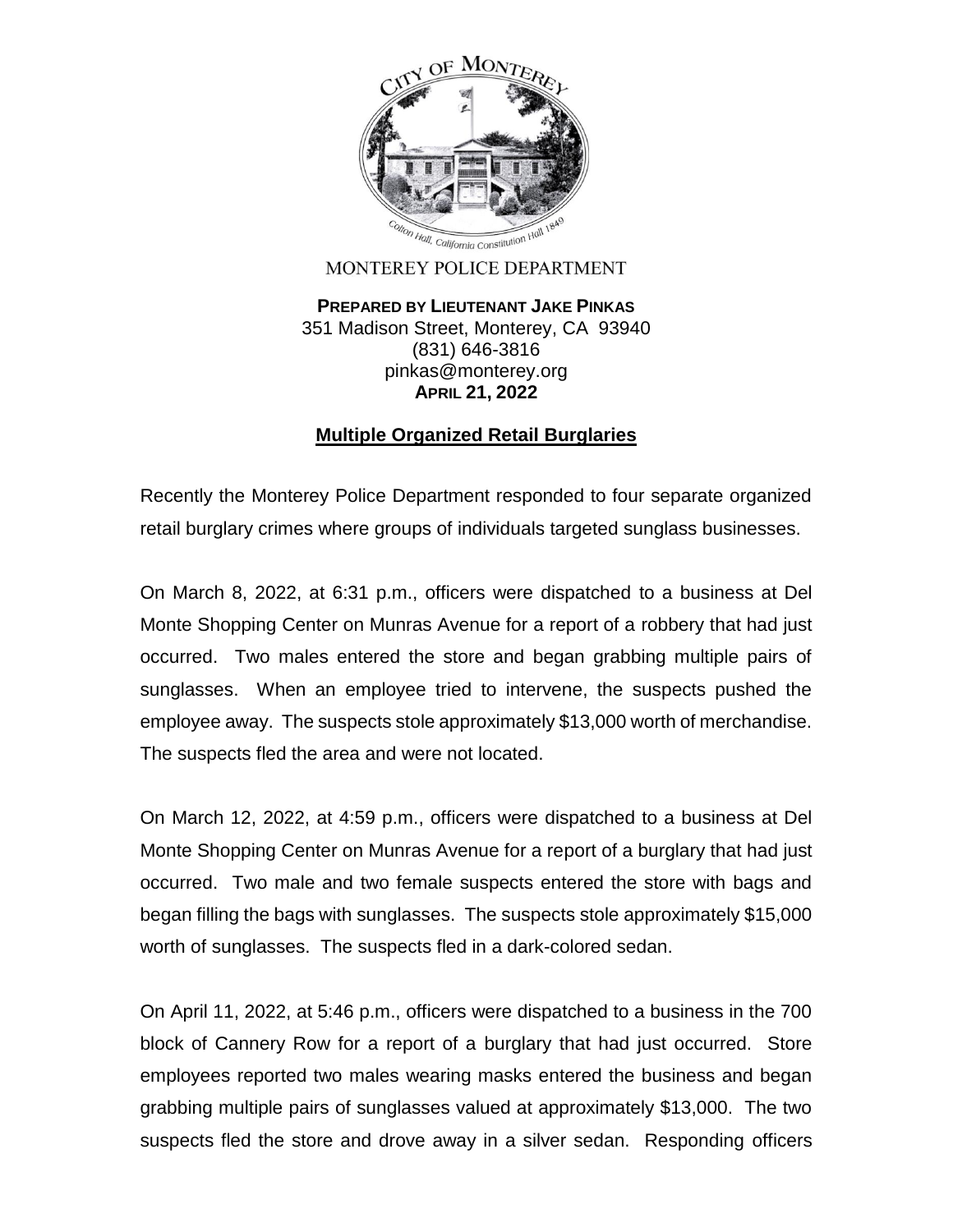CITY OF MONTEREY

Colton Hall, California Constitution Hall 1849

MONTEREY POLICE DEPARTMENT

**PREPARED BY LIEUTENANT JAKE PINKAS**
351 Madison Street, Monterey, CA 93940
(831) 646-3816
pinkas@monterey.org
**APRIL 21, 2022**

## Multiple Organized Retail Burglaries

Recently the Monterey Police Department responded to four separate organized retail burglary crimes where groups of individuals targeted sunglass businesses.

On March 8, 2022, at 6:31 p.m., officers were dispatched to a business at Del Monte Shopping Center on Munras Avenue for a report of a robbery that had just occurred. Two males entered the store and began grabbing multiple pairs of sunglasses. When an employee tried to intervene, the suspects pushed the employee away. The suspects stole approximately $13,000 worth of merchandise. The suspects fled the area and were not located.

On March 12, 2022, at 4:59 p.m., officers were dispatched to a business at Del Monte Shopping Center on Munras Avenue for a report of a burglary that had just occurred. Two male and two female suspects entered the store with bags and began filling the bags with sunglasses. The suspects stole approximately $15,000 worth of sunglasses. The suspects fled in a dark-colored sedan.

On April 11, 2022, at 5:46 p.m., officers were dispatched to a business in the 700 block of Cannery Row for a report of a burglary that had just occurred. Store employees reported two males wearing masks entered the business and began grabbing multiple pairs of sunglasses valued at approximately $13,000. The two suspects fled the store and drove away in a silver sedan. Responding officers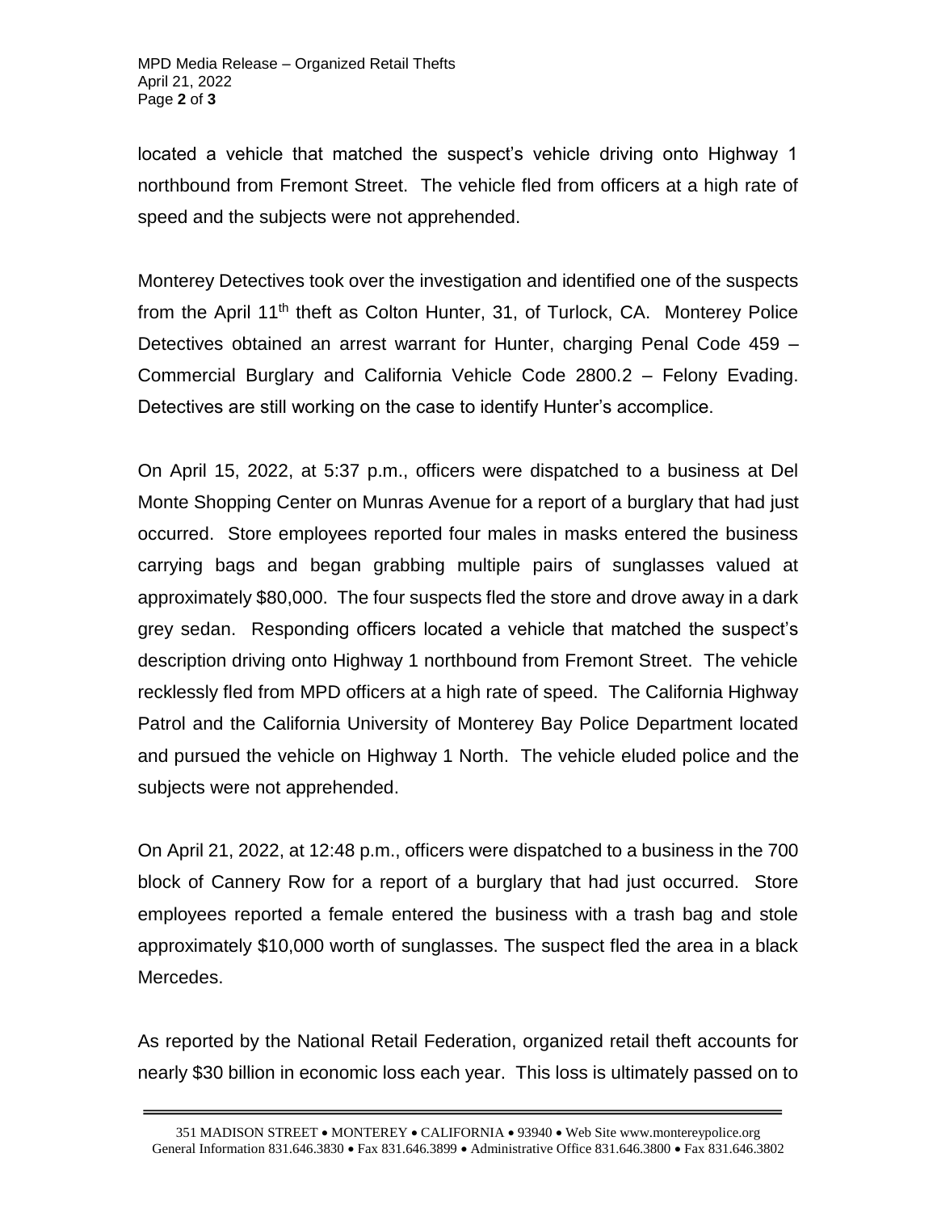located a vehicle that matched the suspect's vehicle driving onto Highway 1 northbound from Fremont Street. The vehicle fled from officers at a high rate of speed and the subjects were not apprehended.

Monterey Detectives took over the investigation and identified one of the suspects from the April 11th theft as Colton Hunter, 31, of Turlock, CA. Monterey Police Detectives obtained an arrest warrant for Hunter, charging Penal Code 459 – Commercial Burglary and California Vehicle Code 2800.2 – Felony Evading. Detectives are still working on the case to identify Hunter's accomplice.

On April 15, 2022, at 5:37 p.m., officers were dispatched to a business at Del Monte Shopping Center on Munras Avenue for a report of a burglary that had just occurred. Store employees reported four males in masks entered the business carrying bags and began grabbing multiple pairs of sunglasses valued at approximately $80,000. The four suspects fled the store and drove away in a dark grey sedan. Responding officers located a vehicle that matched the suspect's description driving onto Highway 1 northbound from Fremont Street. The vehicle recklessly fled from MPD officers at a high rate of speed. The California Highway Patrol and the California University of Monterey Bay Police Department located and pursued the vehicle on Highway 1 North. The vehicle eluded police and the subjects were not apprehended.

On April 21, 2022, at 12:48 p.m., officers were dispatched to a business in the 700 block of Cannery Row for a report of a burglary that had just occurred. Store employees reported a female entered the business with a trash bag and stole approximately $10,000 worth of sunglasses. The suspect fled the area in a black Mercedes.

As reported by the National Retail Federation, organized retail theft accounts for nearly $30 billion in economic loss each year. This loss is ultimately passed on to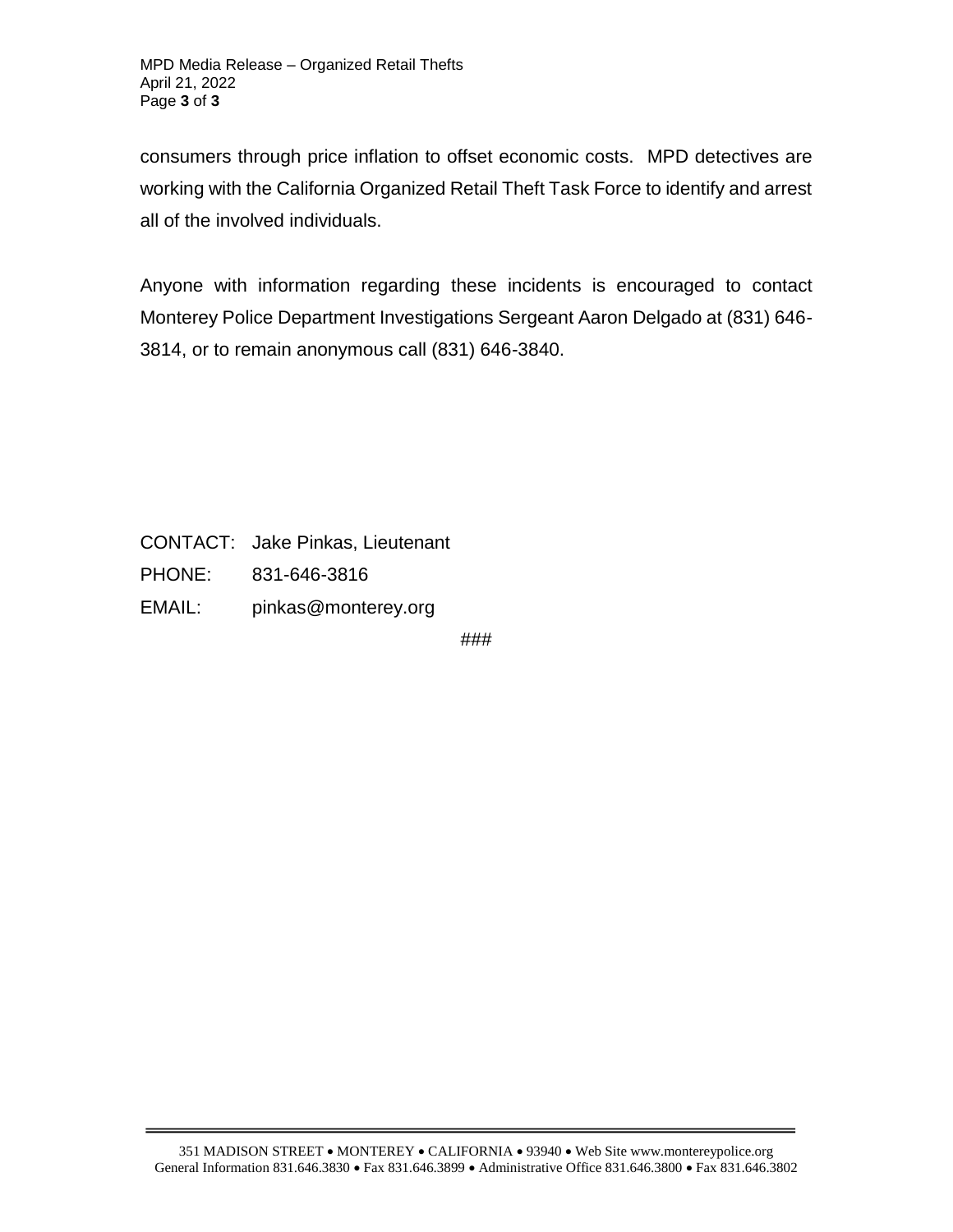consumers through price inflation to offset economic costs. MPD detectives are working with the California Organized Retail Theft Task Force to identify and arrest all of the involved individuals.

Anyone with information regarding these incidents is encouraged to contact Monterey Police Department Investigations Sergeant Aaron Delgado at (831) 646-3814, or to remain anonymous call (831) 646-3840.

CONTACT: Jake Pinkas, Lieutenant
PHONE: 831-646-3816
EMAIL: pinkas@monterey.org

###